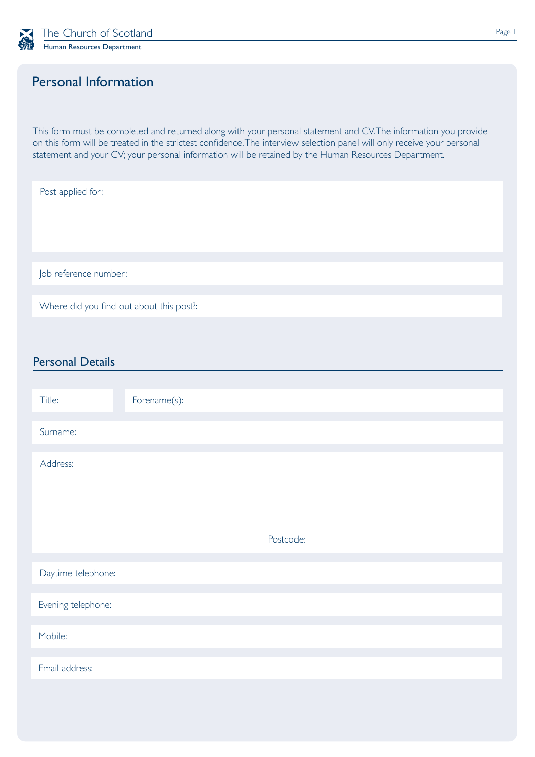The Church of Scotland

Human Resources Department

# Personal Information

This form must be completed and returned along with your personal statement and CV. The information you provide on this form will be treated in the strictest confidence. The interview selection panel will only receive your personal statement and your CV; your personal information will be retained by the Human Resources Department.

Post applied for:

Job reference number:

Where did you find out about this post?:

## Personal Details

Title:

Forename(s):

Surname:

Address:

Postcode:

Daytime telephone:

Evening telephone:

Mobile:

Email address: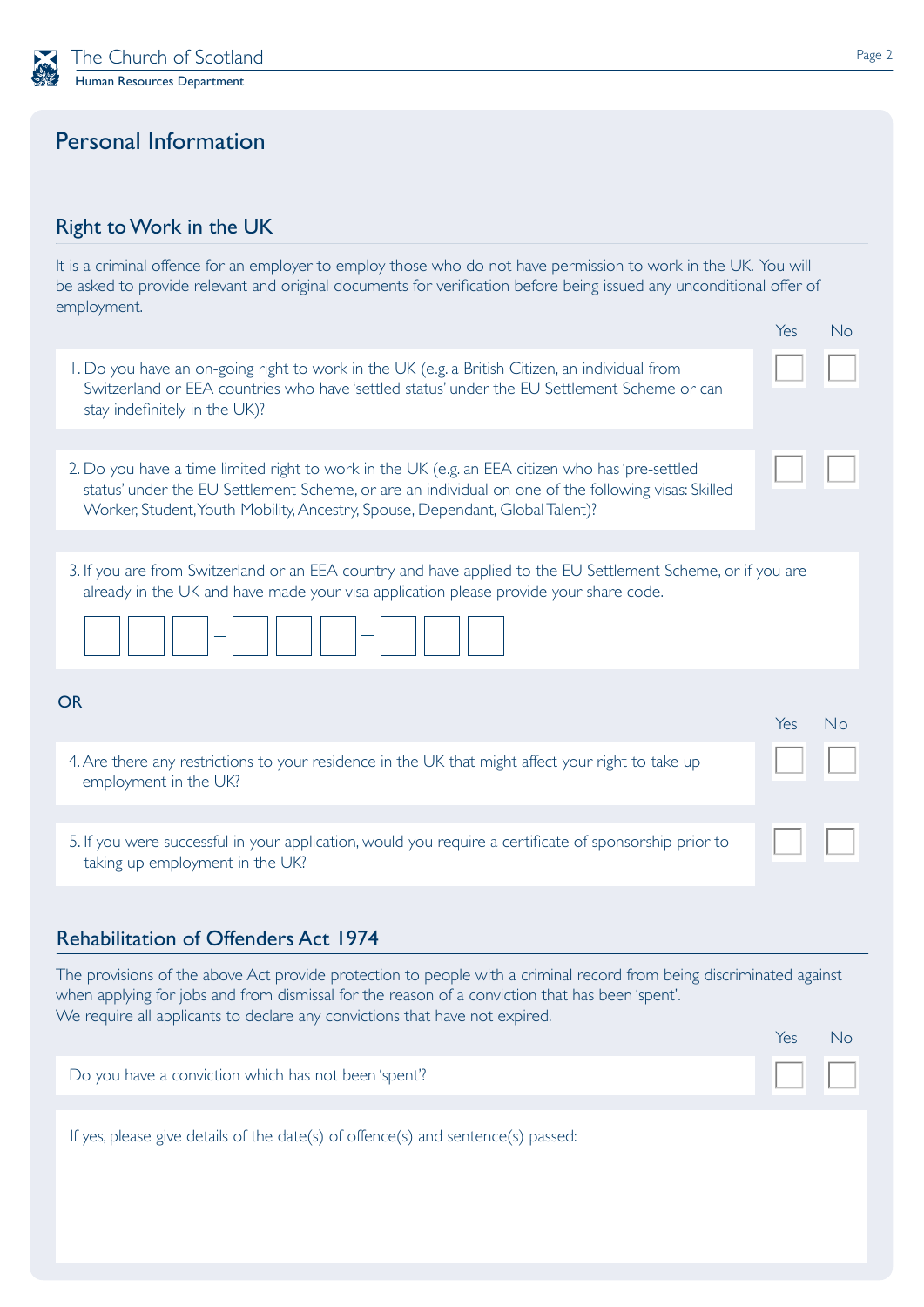# Personal Information

## Right to Work in the UK

It is a criminal offence for an employer to employ those who do not have permission to work in the UK. You will be asked to provide relevant and original documents for verification before being issued any unconditional offer of employment.

| | Yes | No |
|---|---|---|
| 1. Do you have an on-going right to work in the UK (e.g. a British Citizen, an individual from Switzerland or EEA countries who have 'settled status' under the EU Settlement Scheme or can stay indefinitely in the UK)? | ☐ | ☐ |
| 2. Do you have a time limited right to work in the UK (e.g. an EEA citizen who has 'pre-settled status' under the EU Settlement Scheme, or are an individual on one of the following visas: Skilled Worker, Student, Youth Mobility, Ancestry, Spouse, Dependant, Global Talent)? | ☐ | ☐ |

3. If you are from Switzerland or an EEA country and have applied to the EU Settlement Scheme, or if you are already in the UK and have made your visa application please provide your share code.

☐☐☐ – ☐☐☐ – ☐☐☐

**OR**

| | Yes | No |
|---|---|---|
| 4. Are there any restrictions to your residence in the UK that might affect your right to take up employment in the UK? | ☐ | ☐ |
| 5. If you were successful in your application, would you require a certificate of sponsorship prior to taking up employment in the UK? | ☐ | ☐ |

## Rehabilitation of Offenders Act 1974

The provisions of the above Act provide protection to people with a criminal record from being discriminated against when applying for jobs and from dismissal for the reason of a conviction that has been 'spent'.
We require all applicants to declare any convictions that have not expired.

| | Yes | No |
|---|---|---|
| Do you have a conviction which has not been 'spent'? | ☐ | ☐ |

If yes, please give details of the date(s) of offence(s) and sentence(s) passed: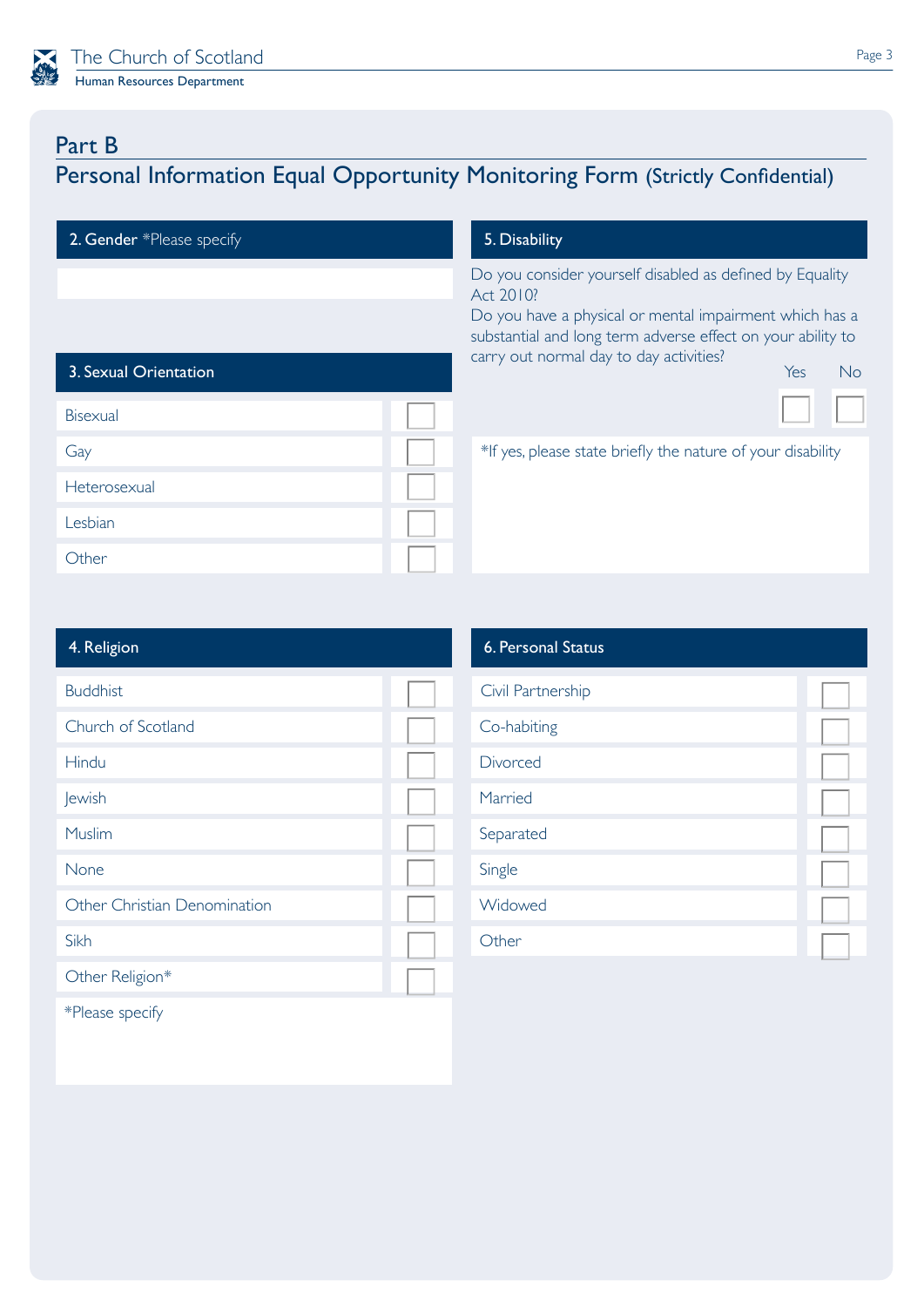## Part B

## Personal Information Equal Opportunity Monitoring Form (Strictly Confidential)

### 2. Gender *Please specify

&nbsp;

### 3. Sexual Orientation

| Option | |
|---|---|
| Bisexual | ☐ |
| Gay | ☐ |
| Heterosexual | ☐ |
| Lesbian | ☐ |
| Other | ☐ |

### 4. Religion

| Option | |
|---|---|
| Buddhist | ☐ |
| Church of Scotland | ☐ |
| Hindu | ☐ |
| Jewish | ☐ |
| Muslim | ☐ |
| None | ☐ |
| Other Christian Denomination | ☐ |
| Sikh | ☐ |
| Other Religion* | ☐ |

*Please specify

### 5. Disability

Do you consider yourself disabled as defined by Equality Act 2010?
Do you have a physical or mental impairment which has a substantial and long term adverse effect on your ability to carry out normal day to day activities?

| Yes | No |
|---|---|
| ☐ | ☐ |

*If yes, please state briefly the nature of your disability

### 6. Personal Status

| Option | |
|---|---|
| Civil Partnership | ☐ |
| Co-habiting | ☐ |
| Divorced | ☐ |
| Married | ☐ |
| Separated | ☐ |
| Single | ☐ |
| Widowed | ☐ |
| Other | ☐ |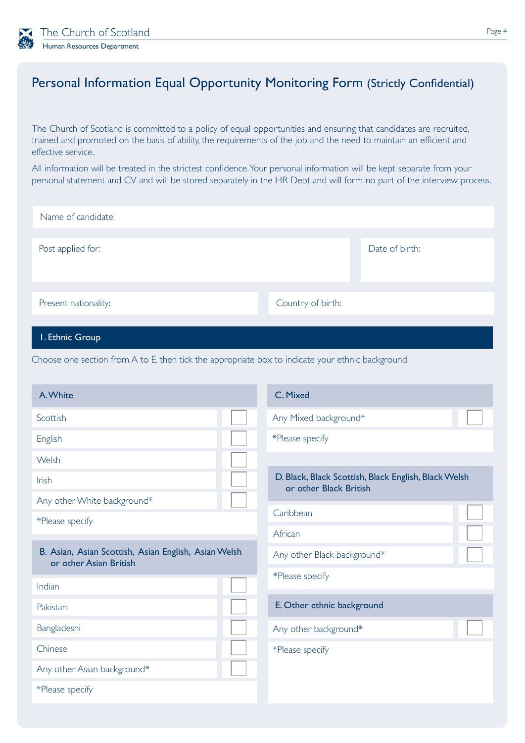# Personal Information Equal Opportunity Monitoring Form (Strictly Confidential)

The Church of Scotland is committed to a policy of equal opportunities and ensuring that candidates are recruited, trained and promoted on the basis of ability, the requirements of the job and the need to maintain an efficient and effective service.

All information will be treated in the strictest confidence. Your personal information will be kept separate from your personal statement and CV and will be stored separately in the HR Dept and will form no part of the interview process.

Name of candidate:

Post applied for:

Date of birth:

Present nationality:

Country of birth:

## 1. Ethnic Group

Choose one section from A to E, then tick the appropriate box to indicate your ethnic background.

### A. White

| | |
|---|---|
| Scottish | ☐ |
| English | ☐ |
| Welsh | ☐ |
| Irish | ☐ |
| Any other White background* | ☐ |
| *Please specify | |

### B. Asian, Asian Scottish, Asian English, Asian Welsh or other Asian British

| | |
|---|---|
| Indian | ☐ |
| Pakistani | ☐ |
| Bangladeshi | ☐ |
| Chinese | ☐ |
| Any other Asian background* | ☐ |
| *Please specify | |

### C. Mixed

| | |
|---|---|
| Any Mixed background* | ☐ |
| *Please specify | |

### D. Black, Black Scottish, Black English, Black Welsh or other Black British

| | |
|---|---|
| Caribbean | ☐ |
| African | ☐ |
| Any other Black background* | ☐ |
| *Please specify | |

### E. Other ethnic background

| | |
|---|---|
| Any other background* | ☐ |
| *Please specify | |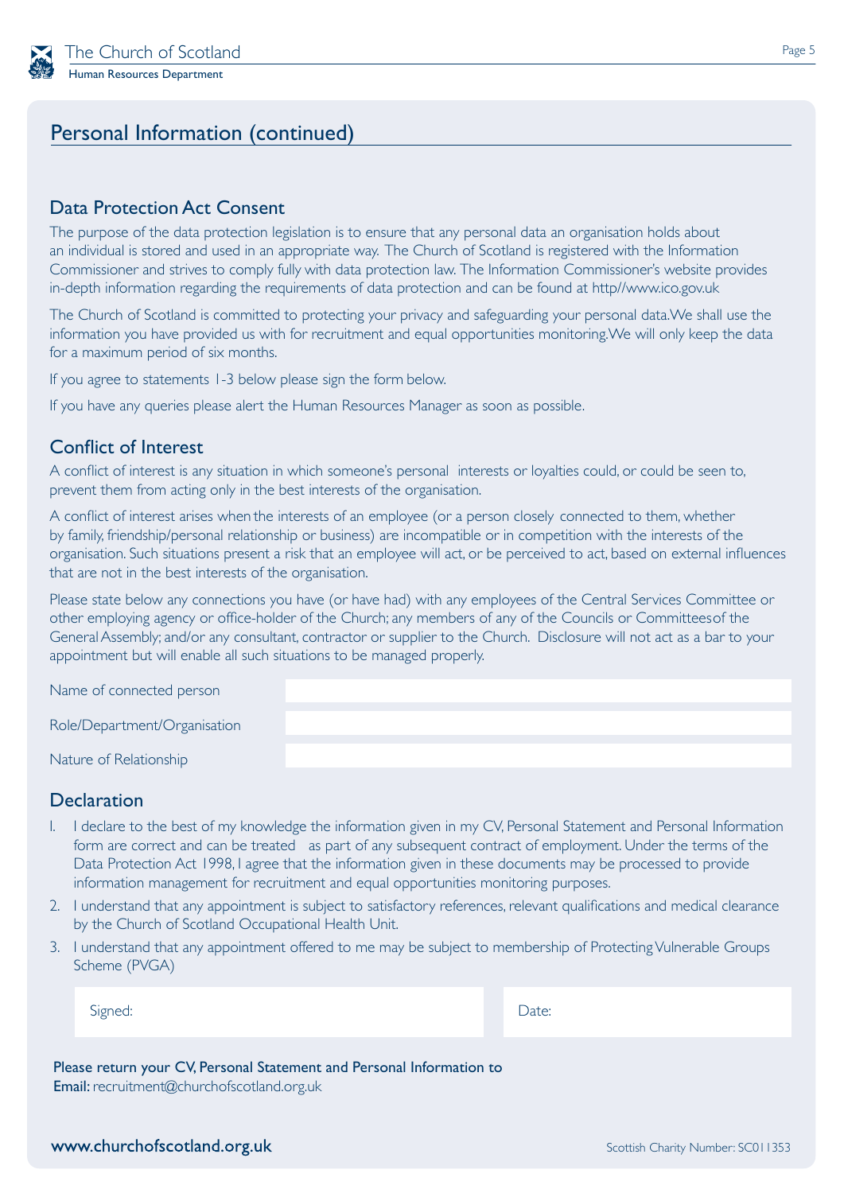## Personal Information (continued)

### Data Protection Act Consent

The purpose of the data protection legislation is to ensure that any personal data an organisation holds about an individual is stored and used in an appropriate way. The Church of Scotland is registered with the Information Commissioner and strives to comply fully with data protection law. The Information Commissioner's website provides in-depth information regarding the requirements of data protection and can be found at http//www.ico.gov.uk

The Church of Scotland is committed to protecting your privacy and safeguarding your personal data.We shall use the information you have provided us with for recruitment and equal opportunities monitoring.We will only keep the data for a maximum period of six months.

If you agree to statements 1-3 below please sign the form below.

If you have any queries please alert the Human Resources Manager as soon as possible.

### Conflict of Interest

A conflict of interest is any situation in which someone's personal interests or loyalties could, or could be seen to, prevent them from acting only in the best interests of the organisation.

A conflict of interest arises when the interests of an employee (or a person closely connected to them, whether by family, friendship/personal relationship or business) are incompatible or in competition with the interests of the organisation. Such situations present a risk that an employee will act, or be perceived to act, based on external influences that are not in the best interests of the organisation.

Please state below any connections you have (or have had) with any employees of the Central Services Committee or other employing agency or office-holder of the Church; any members of any of the Councils or Committees of the General Assembly; and/or any consultant, contractor or supplier to the Church. Disclosure will not act as a bar to your appointment but will enable all such situations to be managed properly.

| | |
|---|---|
| Name of connected person | |
| Role/Department/Organisation | |
| Nature of Relationship | |

### Declaration

1. I declare to the best of my knowledge the information given in my CV, Personal Statement and Personal Information form are correct and can be treated as part of any subsequent contract of employment. Under the terms of the Data Protection Act 1998, I agree that the information given in these documents may be processed to provide information management for recruitment and equal opportunities monitoring purposes.
2. I understand that any appointment is subject to satisfactory references, relevant qualifications and medical clearance by the Church of Scotland Occupational Health Unit.
3. I understand that any appointment offered to me may be subject to membership of Protecting Vulnerable Groups Scheme (PVGA)

| | |
|---|---|
| Signed: | Date: |

**Please return your CV, Personal Statement and Personal Information to**
**Email:** recruitment@churchofscotland.org.uk

**www.churchofscotland.org.uk**

Scottish Charity Number: SC011353